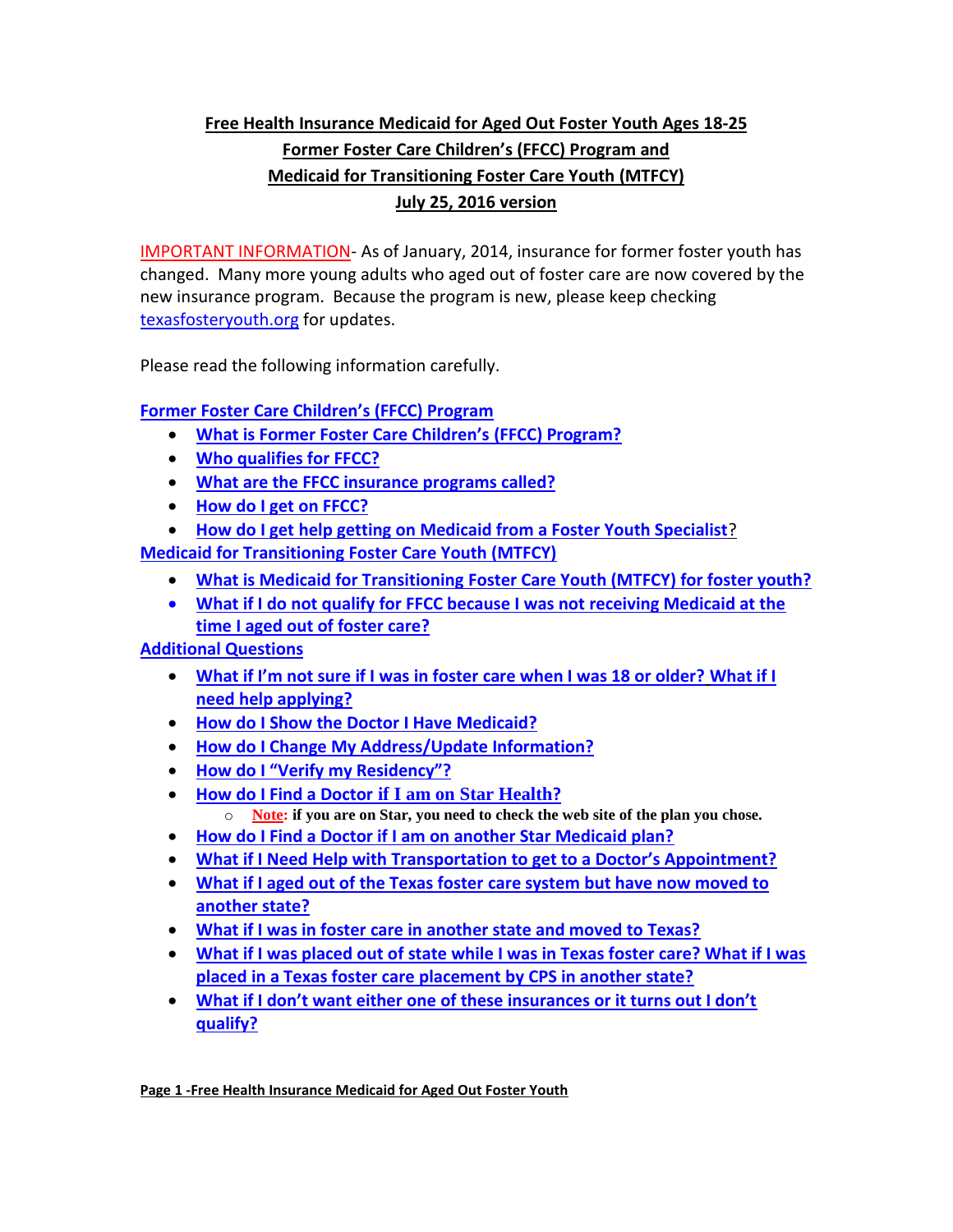# Free Health Insurance Medicaid for Aged Out Foster Youth Ages 18-25
## Former Foster Care Children's (FFCC) Program and
## Medicaid for Transitioning Foster Care Youth (MTFCY)
## July 25, 2016 version

IMPORTANT INFORMATION- As of January, 2014, insurance for former foster youth has changed. Many more young adults who aged out of foster care are now covered by the new insurance program. Because the program is new, please keep checking texasfosteryouth.org for updates.

Please read the following information carefully.

**Former Foster Care Children's (FFCC) Program**

- **What is Former Foster Care Children's (FFCC) Program?**
- **Who qualifies for FFCC?**
- **What are the FFCC insurance programs called?**
- **How do I get on FFCC?**
- **How do I get help getting on Medicaid from a Foster Youth Specialist?**

**Medicaid for Transitioning Foster Care Youth (MTFCY)**

- **What is Medicaid for Transitioning Foster Care Youth (MTFCY) for foster youth?**
- **What if I do not qualify for FFCC because I was not receiving Medicaid at the time I aged out of foster care?**

**Additional Questions**

- **What if I'm not sure if I was in foster care when I was 18 or older? What if I need help applying?**
- **How do I Show the Doctor I Have Medicaid?**
- **How do I Change My Address/Update Information?**
- **How do I "Verify my Residency"?**
- **How do I Find a Doctor if I am on Star Health?**
  - **Note: if you are on Star, you need to check the web site of the plan you chose.**
- **How do I Find a Doctor if I am on another Star Medicaid plan?**
- **What if I Need Help with Transportation to get to a Doctor's Appointment?**
- **What if I aged out of the Texas foster care system but have now moved to another state?**
- **What if I was in foster care in another state and moved to Texas?**
- **What if I was placed out of state while I was in Texas foster care? What if I was placed in a Texas foster care placement by CPS in another state?**
- **What if I don't want either one of these insurances or it turns out I don't qualify?**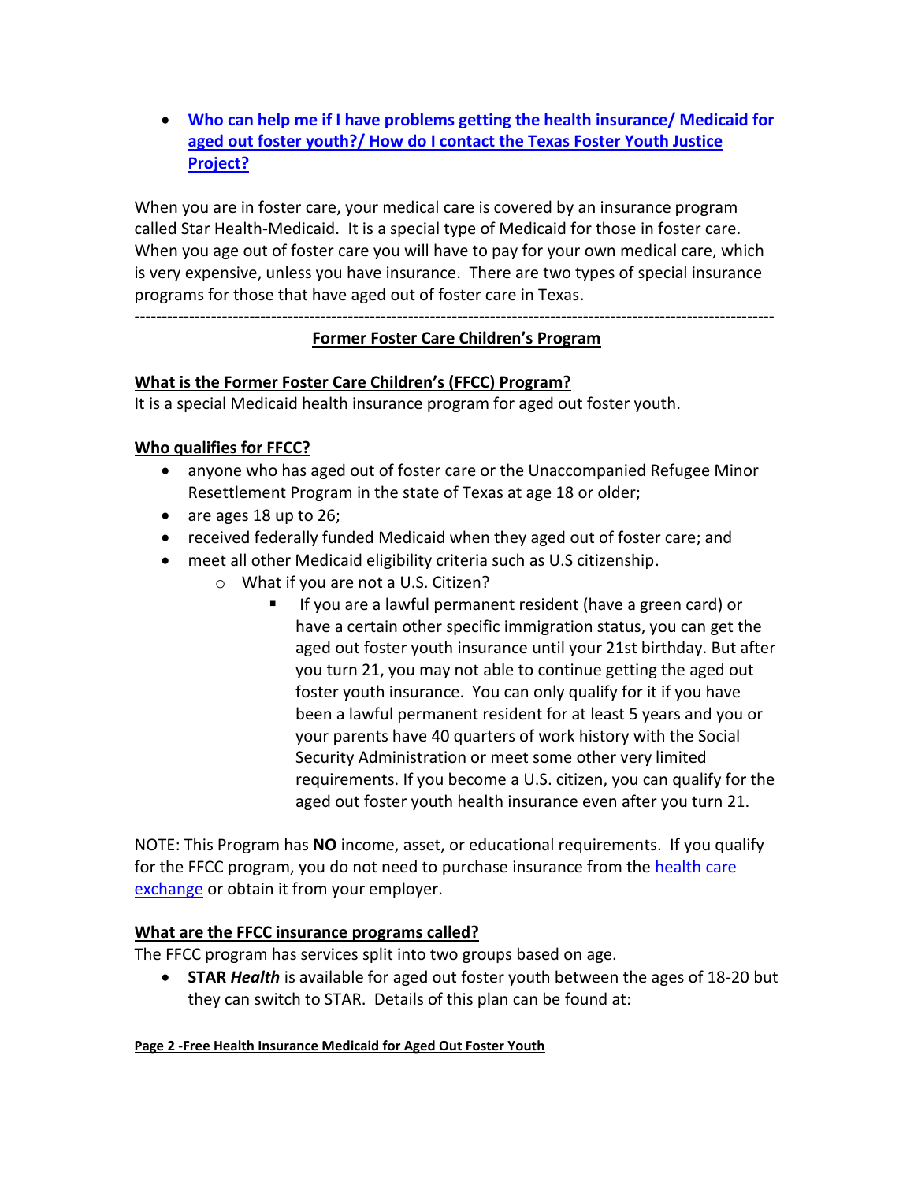- **[Who can help me if I have problems getting the health insurance/ Medicaid for aged out foster youth?/ How do I contact the Texas Foster Youth Justice Project?]()**

When you are in foster care, your medical care is covered by an insurance program called Star Health-Medicaid. It is a special type of Medicaid for those in foster care. When you age out of foster care you will have to pay for your own medical care, which is very expensive, unless you have insurance. There are two types of special insurance programs for those that have aged out of foster care in Texas.

---

## Former Foster Care Children's Program

### What is the Former Foster Care Children's (FFCC) Program?

It is a special Medicaid health insurance program for aged out foster youth.

### Who qualifies for FFCC?

- anyone who has aged out of foster care or the Unaccompanied Refugee Minor Resettlement Program in the state of Texas at age 18 or older;
- are ages 18 up to 26;
- received federally funded Medicaid when they aged out of foster care; and
- meet all other Medicaid eligibility criteria such as U.S citizenship.
  - What if you are not a U.S. Citizen?
    - If you are a lawful permanent resident (have a green card) or have a certain other specific immigration status, you can get the aged out foster youth insurance until your 21st birthday. But after you turn 21, you may not able to continue getting the aged out foster youth insurance. You can only qualify for it if you have been a lawful permanent resident for at least 5 years and you or your parents have 40 quarters of work history with the Social Security Administration or meet some other very limited requirements. If you become a U.S. citizen, you can qualify for the aged out foster youth health insurance even after you turn 21.

NOTE: This Program has **NO** income, asset, or educational requirements. If you qualify for the FFCC program, you do not need to purchase insurance from the [health care exchange]() or obtain it from your employer.

### What are the FFCC insurance programs called?

The FFCC program has services split into two groups based on age.

- **STAR *Health*** is available for aged out foster youth between the ages of 18-20 but they can switch to STAR. Details of this plan can be found at: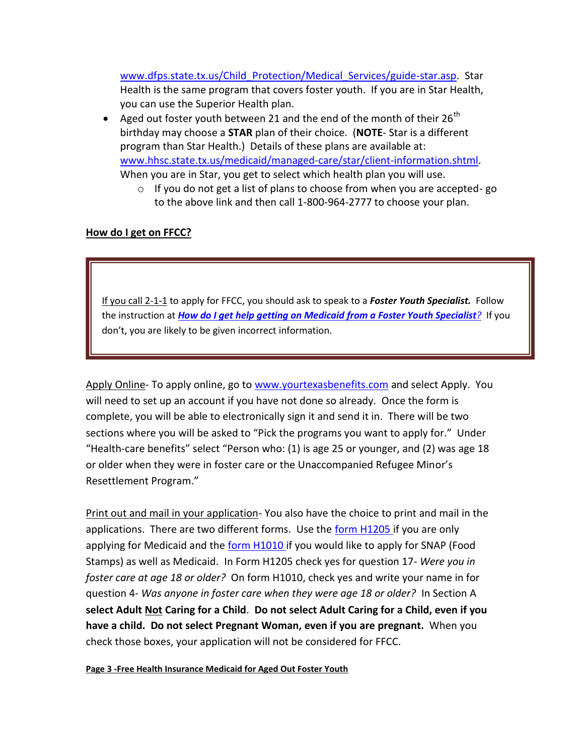www.dfps.state.tx.us/Child_Protection/Medical_Services/guide-star.asp. Star Health is the same program that covers foster youth. If you are in Star Health, you can use the Superior Health plan.

- Aged out foster youth between 21 and the end of the month of their 26th birthday may choose a **STAR** plan of their choice. (**NOTE**- Star is a different program than Star Health.) Details of these plans are available at: www.hhsc.state.tx.us/medicaid/managed-care/star/client-information.shtml. When you are in Star, you get to select which health plan you will use.
    - If you do not get a list of plans to choose from when you are accepted- go to the above link and then call 1-800-964-2777 to choose your plan.

## How do I get on FFCC?

> If you call 2-1-1 to apply for FFCC, you should ask to speak to a ***Foster Youth Specialist.*** Follow the instruction at ***How do I get help getting on Medicaid from a Foster Youth Specialist?*** If you don't, you are likely to be given incorrect information.

Apply Online- To apply online, go to www.yourtexasbenefits.com and select Apply. You will need to set up an account if you have not done so already. Once the form is complete, you will be able to electronically sign it and send it in. There will be two sections where you will be asked to "Pick the programs you want to apply for." Under "Health-care benefits" select "Person who: (1) is age 25 or younger, and (2) was age 18 or older when they were in foster care or the Unaccompanied Refugee Minor's Resettlement Program."

Print out and mail in your application- You also have the choice to print and mail in the applications. There are two different forms. Use the form H1205 if you are only applying for Medicaid and the form H1010 if you would like to apply for SNAP (Food Stamps) as well as Medicaid. In Form H1205 check yes for question 17- *Were you in foster care at age 18 or older?* On form H1010, check yes and write your name in for question 4- *Was anyone in foster care when they were age 18 or older?* In Section A **select Adult Not Caring for a Child**. **Do not select Adult Caring for a Child, even if you have a child. Do not select Pregnant Woman, even if you are pregnant.** When you check those boxes, your application will not be considered for FFCC.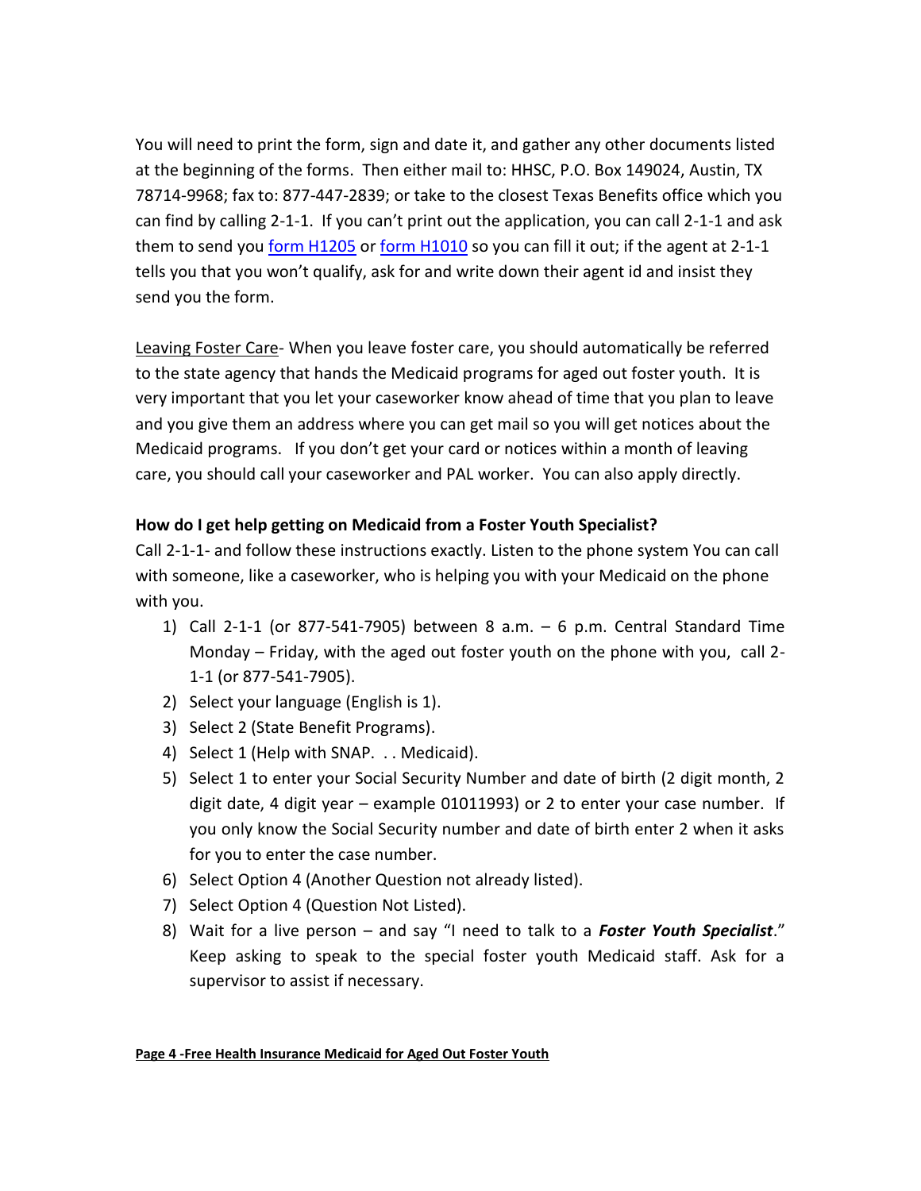You will need to print the form, sign and date it, and gather any other documents listed at the beginning of the forms. Then either mail to: HHSC, P.O. Box 149024, Austin, TX 78714-9968; fax to: 877-447-2839; or take to the closest Texas Benefits office which you can find by calling 2-1-1. If you can't print out the application, you can call 2-1-1 and ask them to send you form H1205 or form H1010 so you can fill it out; if the agent at 2-1-1 tells you that you won't qualify, ask for and write down their agent id and insist they send you the form.

Leaving Foster Care- When you leave foster care, you should automatically be referred to the state agency that hands the Medicaid programs for aged out foster youth. It is very important that you let your caseworker know ahead of time that you plan to leave and you give them an address where you can get mail so you will get notices about the Medicaid programs. If you don't get your card or notices within a month of leaving care, you should call your caseworker and PAL worker. You can also apply directly.

**How do I get help getting on Medicaid from a Foster Youth Specialist?**

Call 2-1-1- and follow these instructions exactly. Listen to the phone system You can call with someone, like a caseworker, who is helping you with your Medicaid on the phone with you.

1) Call 2-1-1 (or 877-541-7905) between 8 a.m. – 6 p.m. Central Standard Time Monday – Friday, with the aged out foster youth on the phone with you, call 2-1-1 (or 877-541-7905).
2) Select your language (English is 1).
3) Select 2 (State Benefit Programs).
4) Select 1 (Help with SNAP. . . Medicaid).
5) Select 1 to enter your Social Security Number and date of birth (2 digit month, 2 digit date, 4 digit year – example 01011993) or 2 to enter your case number. If you only know the Social Security number and date of birth enter 2 when it asks for you to enter the case number.
6) Select Option 4 (Another Question not already listed).
7) Select Option 4 (Question Not Listed).
8) Wait for a live person – and say "I need to talk to a ***Foster Youth Specialist***." Keep asking to speak to the special foster youth Medicaid staff. Ask for a supervisor to assist if necessary.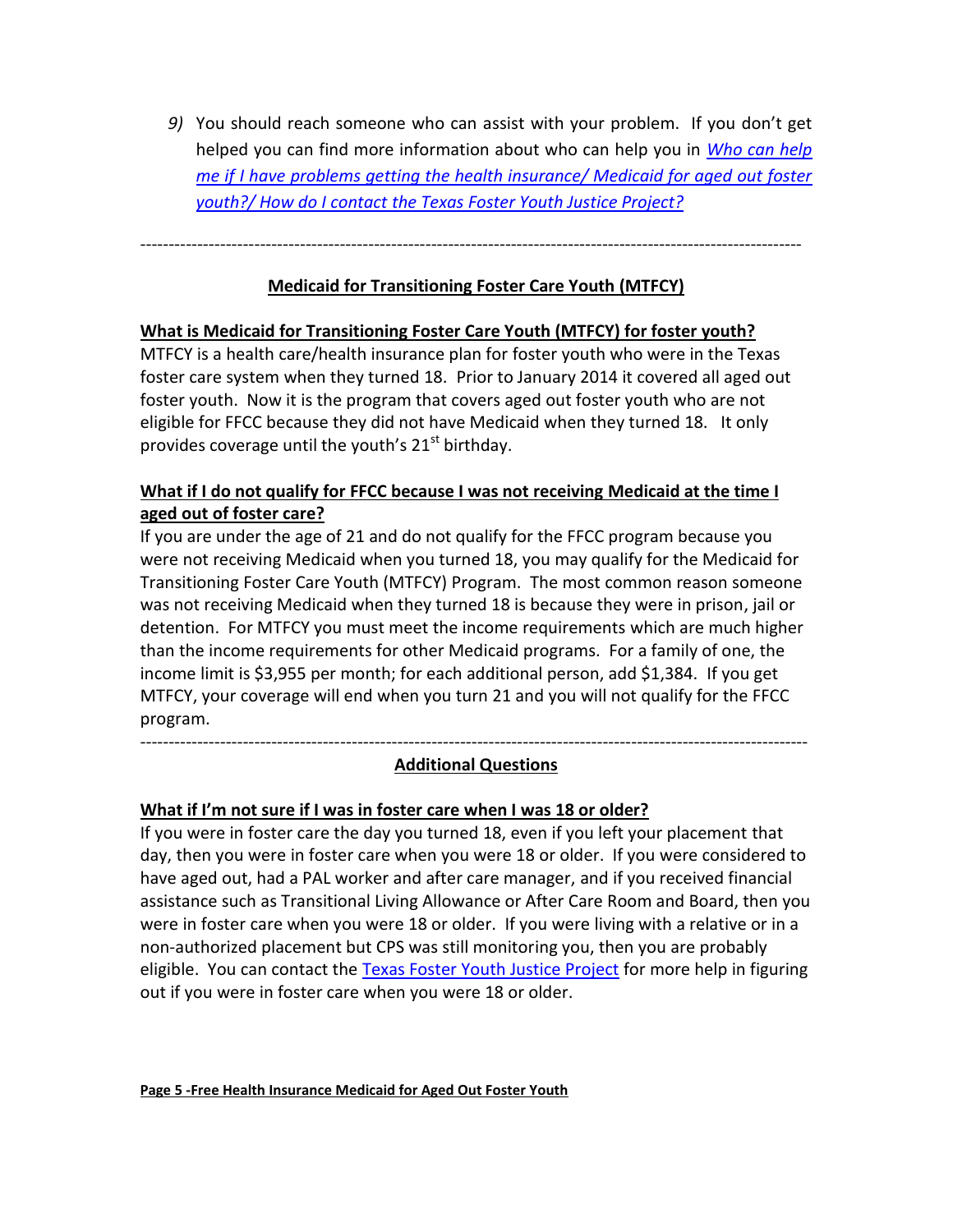9) You should reach someone who can assist with your problem. If you don't get helped you can find more information about who can help you in *Who can help me if I have problems getting the health insurance/ Medicaid for aged out foster youth?/ How do I contact the Texas Foster Youth Justice Project?*

---

## Medicaid for Transitioning Foster Care Youth (MTFCY)

### What is Medicaid for Transitioning Foster Care Youth (MTFCY) for foster youth?

MTFCY is a health care/health insurance plan for foster youth who were in the Texas foster care system when they turned 18. Prior to January 2014 it covered all aged out foster youth. Now it is the program that covers aged out foster youth who are not eligible for FFCC because they did not have Medicaid when they turned 18. It only provides coverage until the youth's 21st birthday.

### What if I do not qualify for FFCC because I was not receiving Medicaid at the time I aged out of foster care?

If you are under the age of 21 and do not qualify for the FFCC program because you were not receiving Medicaid when you turned 18, you may qualify for the Medicaid for Transitioning Foster Care Youth (MTFCY) Program. The most common reason someone was not receiving Medicaid when they turned 18 is because they were in prison, jail or detention. For MTFCY you must meet the income requirements which are much higher than the income requirements for other Medicaid programs. For a family of one, the income limit is $3,955 per month; for each additional person, add $1,384. If you get MTFCY, your coverage will end when you turn 21 and you will not qualify for the FFCC program.

---

## Additional Questions

### What if I'm not sure if I was in foster care when I was 18 or older?

If you were in foster care the day you turned 18, even if you left your placement that day, then you were in foster care when you were 18 or older. If you were considered to have aged out, had a PAL worker and after care manager, and if you received financial assistance such as Transitional Living Allowance or After Care Room and Board, then you were in foster care when you were 18 or older. If you were living with a relative or in a non-authorized placement but CPS was still monitoring you, then you are probably eligible. You can contact the Texas Foster Youth Justice Project for more help in figuring out if you were in foster care when you were 18 or older.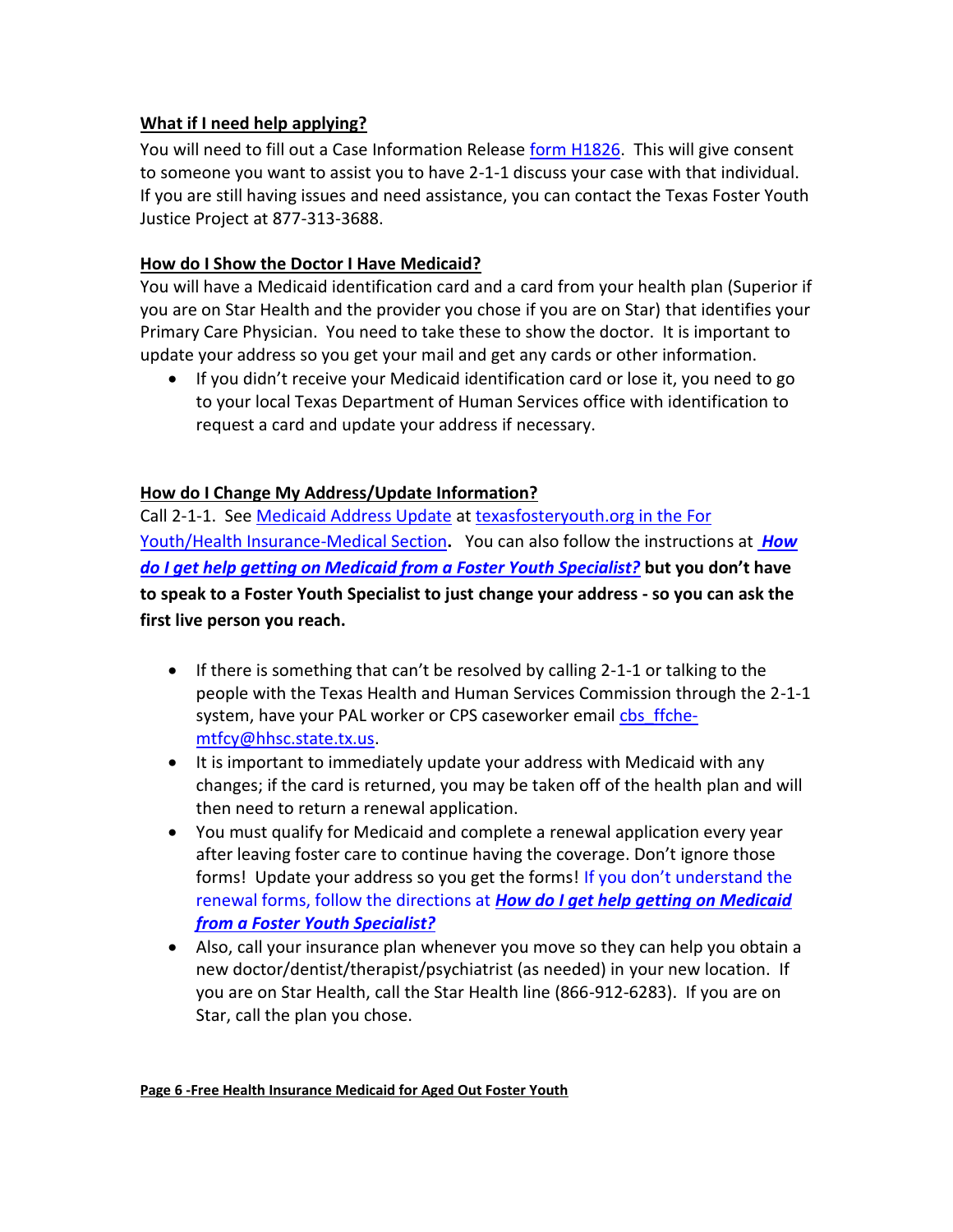**What if I need help applying?**

You will need to fill out a Case Information Release form H1826. This will give consent to someone you want to assist you to have 2-1-1 discuss your case with that individual. If you are still having issues and need assistance, you can contact the Texas Foster Youth Justice Project at 877-313-3688.

**How do I Show the Doctor I Have Medicaid?**

You will have a Medicaid identification card and a card from your health plan (Superior if you are on Star Health and the provider you chose if you are on Star) that identifies your Primary Care Physician. You need to take these to show the doctor. It is important to update your address so you get your mail and get any cards or other information.

- If you didn't receive your Medicaid identification card or lose it, you need to go to your local Texas Department of Human Services office with identification to request a card and update your address if necessary.

**How do I Change My Address/Update Information?**

Call 2-1-1. See Medicaid Address Update at texasfosteryouth.org in the For Youth/Health Insurance-Medical Section**.** You can also follow the instructions at ***How do I get help getting on Medicaid from a Foster Youth Specialist?*** **but you don't have to speak to a Foster Youth Specialist to just change your address - so you can ask the first live person you reach.**

- If there is something that can't be resolved by calling 2-1-1 or talking to the people with the Texas Health and Human Services Commission through the 2-1-1 system, have your PAL worker or CPS caseworker email cbs_ffche-mtfcy@hhsc.state.tx.us.
- It is important to immediately update your address with Medicaid with any changes; if the card is returned, you may be taken off of the health plan and will then need to return a renewal application.
- You must qualify for Medicaid and complete a renewal application every year after leaving foster care to continue having the coverage. Don't ignore those forms! Update your address so you get the forms! If you don't understand the renewal forms, follow the directions at ***How do I get help getting on Medicaid from a Foster Youth Specialist?***
- Also, call your insurance plan whenever you move so they can help you obtain a new doctor/dentist/therapist/psychiatrist (as needed) in your new location. If you are on Star Health, call the Star Health line (866-912-6283). If you are on Star, call the plan you chose.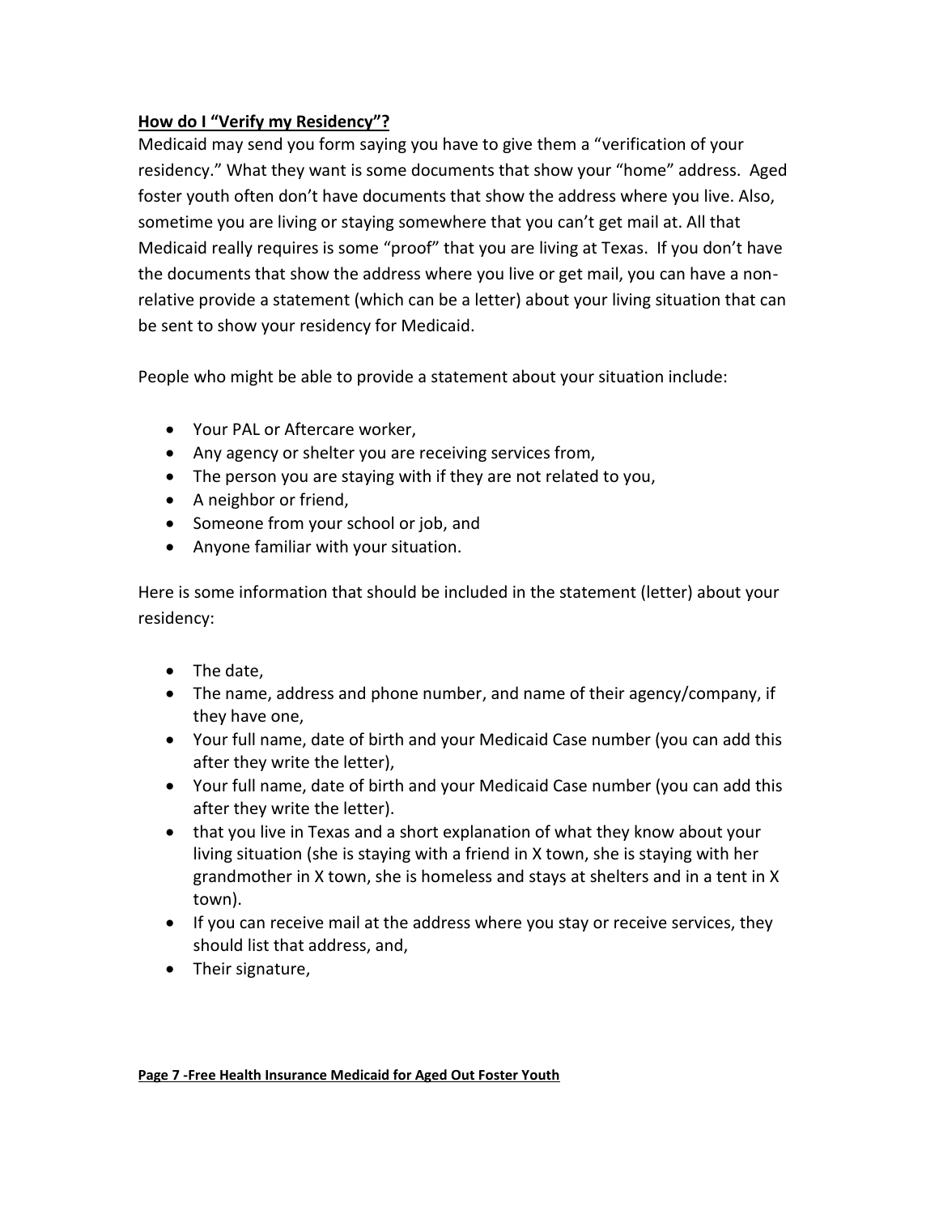**How do I "Verify my Residency"?**

Medicaid may send you form saying you have to give them a "verification of your residency." What they want is some documents that show your "home" address. Aged foster youth often don't have documents that show the address where you live. Also, sometime you are living or staying somewhere that you can't get mail at. All that Medicaid really requires is some "proof" that you are living at Texas. If you don't have the documents that show the address where you live or get mail, you can have a non-relative provide a statement (which can be a letter) about your living situation that can be sent to show your residency for Medicaid.

People who might be able to provide a statement about your situation include:

- Your PAL or Aftercare worker,
- Any agency or shelter you are receiving services from,
- The person you are staying with if they are not related to you,
- A neighbor or friend,
- Someone from your school or job, and
- Anyone familiar with your situation.

Here is some information that should be included in the statement (letter) about your residency:

- The date,
- The name, address and phone number, and name of their agency/company, if they have one,
- Your full name, date of birth and your Medicaid Case number (you can add this after they write the letter),
- Your full name, date of birth and your Medicaid Case number (you can add this after they write the letter).
- that you live in Texas and a short explanation of what they know about your living situation (she is staying with a friend in X town, she is staying with her grandmother in X town, she is homeless and stays at shelters and in a tent in X town).
- If you can receive mail at the address where you stay or receive services, they should list that address, and,
- Their signature,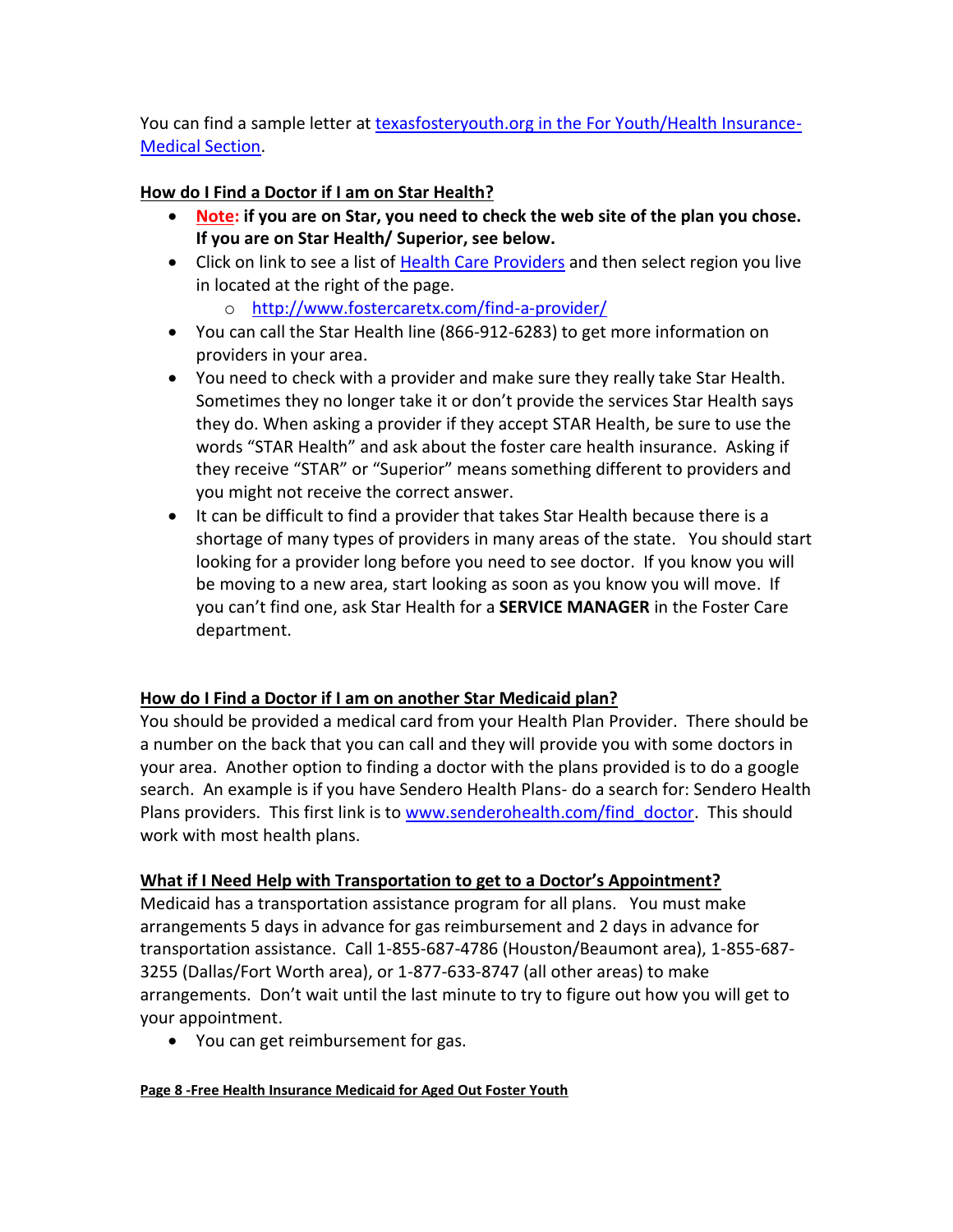You can find a sample letter at [texasfosteryouth.org in the For Youth/Health Insurance-Medical Section](texasfosteryouth.org).

**How do I Find a Doctor if I am on Star Health?**

- **Note: if you are on Star, you need to check the web site of the plan you chose. If you are on Star Health/ Superior, see below.**
- Click on link to see a list of Health Care Providers and then select region you live in located at the right of the page.
  - [http://www.fostercaretx.com/find-a-provider/](http://www.fostercaretx.com/find-a-provider/)
- You can call the Star Health line (866-912-6283) to get more information on providers in your area.
- You need to check with a provider and make sure they really take Star Health. Sometimes they no longer take it or don't provide the services Star Health says they do. When asking a provider if they accept STAR Health, be sure to use the words "STAR Health" and ask about the foster care health insurance. Asking if they receive "STAR" or "Superior" means something different to providers and you might not receive the correct answer.
- It can be difficult to find a provider that takes Star Health because there is a shortage of many types of providers in many areas of the state. You should start looking for a provider long before you need to see doctor. If you know you will be moving to a new area, start looking as soon as you know you will move. If you can't find one, ask Star Health for a **SERVICE MANAGER** in the Foster Care department.

**How do I Find a Doctor if I am on another Star Medicaid plan?**

You should be provided a medical card from your Health Plan Provider. There should be a number on the back that you can call and they will provide you with some doctors in your area. Another option to finding a doctor with the plans provided is to do a google search. An example is if you have Sendero Health Plans- do a search for: Sendero Health Plans providers. This first link is to [www.senderohealth.com/find_doctor](www.senderohealth.com/find_doctor). This should work with most health plans.

**What if I Need Help with Transportation to get to a Doctor's Appointment?**

Medicaid has a transportation assistance program for all plans. You must make arrangements 5 days in advance for gas reimbursement and 2 days in advance for transportation assistance. Call 1-855-687-4786 (Houston/Beaumont area), 1-855-687-3255 (Dallas/Fort Worth area), or 1-877-633-8747 (all other areas) to make arrangements. Don't wait until the last minute to try to figure out how you will get to your appointment.

- You can get reimbursement for gas.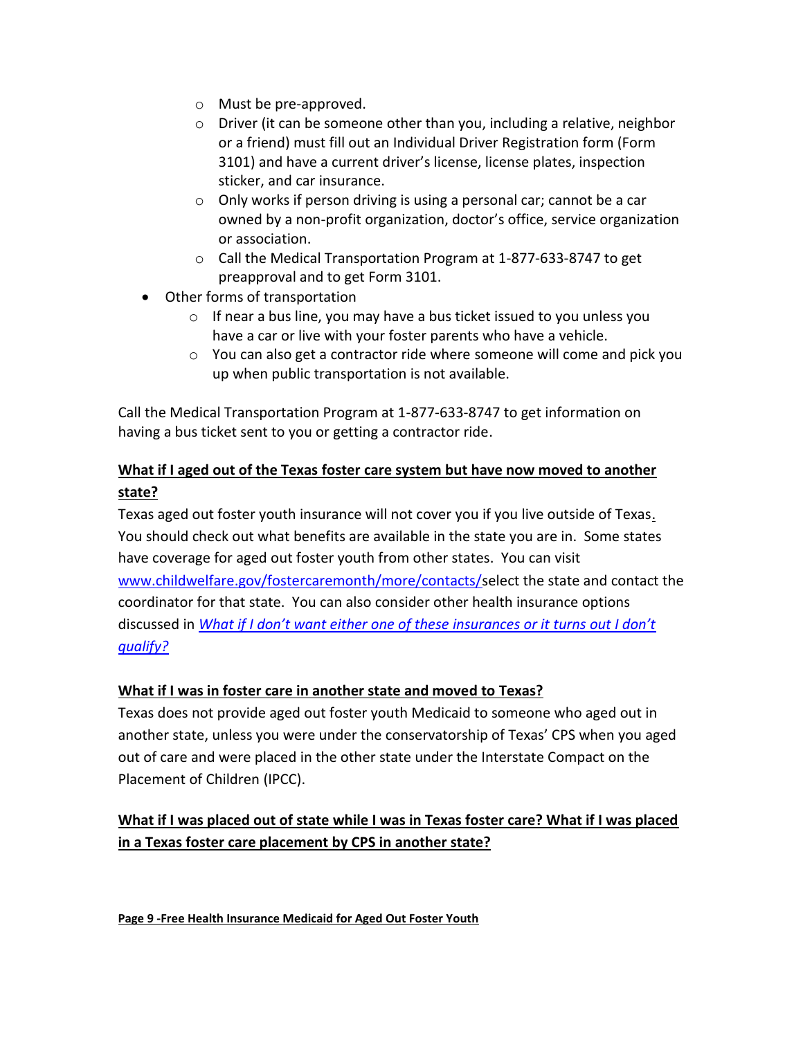- Must be pre-approved.
  - Driver (it can be someone other than you, including a relative, neighbor or a friend) must fill out an Individual Driver Registration form (Form 3101) and have a current driver's license, license plates, inspection sticker, and car insurance.
  - Only works if person driving is using a personal car; cannot be a car owned by a non-profit organization, doctor's office, service organization or association.
  - Call the Medical Transportation Program at 1-877-633-8747 to get preapproval and to get Form 3101.
- Other forms of transportation
  - If near a bus line, you may have a bus ticket issued to you unless you have a car or live with your foster parents who have a vehicle.
  - You can also get a contractor ride where someone will come and pick you up when public transportation is not available.

Call the Medical Transportation Program at 1-877-633-8747 to get information on having a bus ticket sent to you or getting a contractor ride.

**What if I aged out of the Texas foster care system but have now moved to another state?**

Texas aged out foster youth insurance will not cover you if you live outside of Texas. You should check out what benefits are available in the state you are in. Some states have coverage for aged out foster youth from other states. You can visit [www.childwelfare.gov/fostercaremonth/more/contacts/](www.childwelfare.gov/fostercaremonth/more/contacts/)select the state and contact the coordinator for that state. You can also consider other health insurance options discussed in *[What if I don't want either one of these insurances or it turns out I don't qualify?]()*

**What if I was in foster care in another state and moved to Texas?**

Texas does not provide aged out foster youth Medicaid to someone who aged out in another state, unless you were under the conservatorship of Texas' CPS when you aged out of care and were placed in the other state under the Interstate Compact on the Placement of Children (IPCC).

**What if I was placed out of state while I was in Texas foster care? What if I was placed in a Texas foster care placement by CPS in another state?**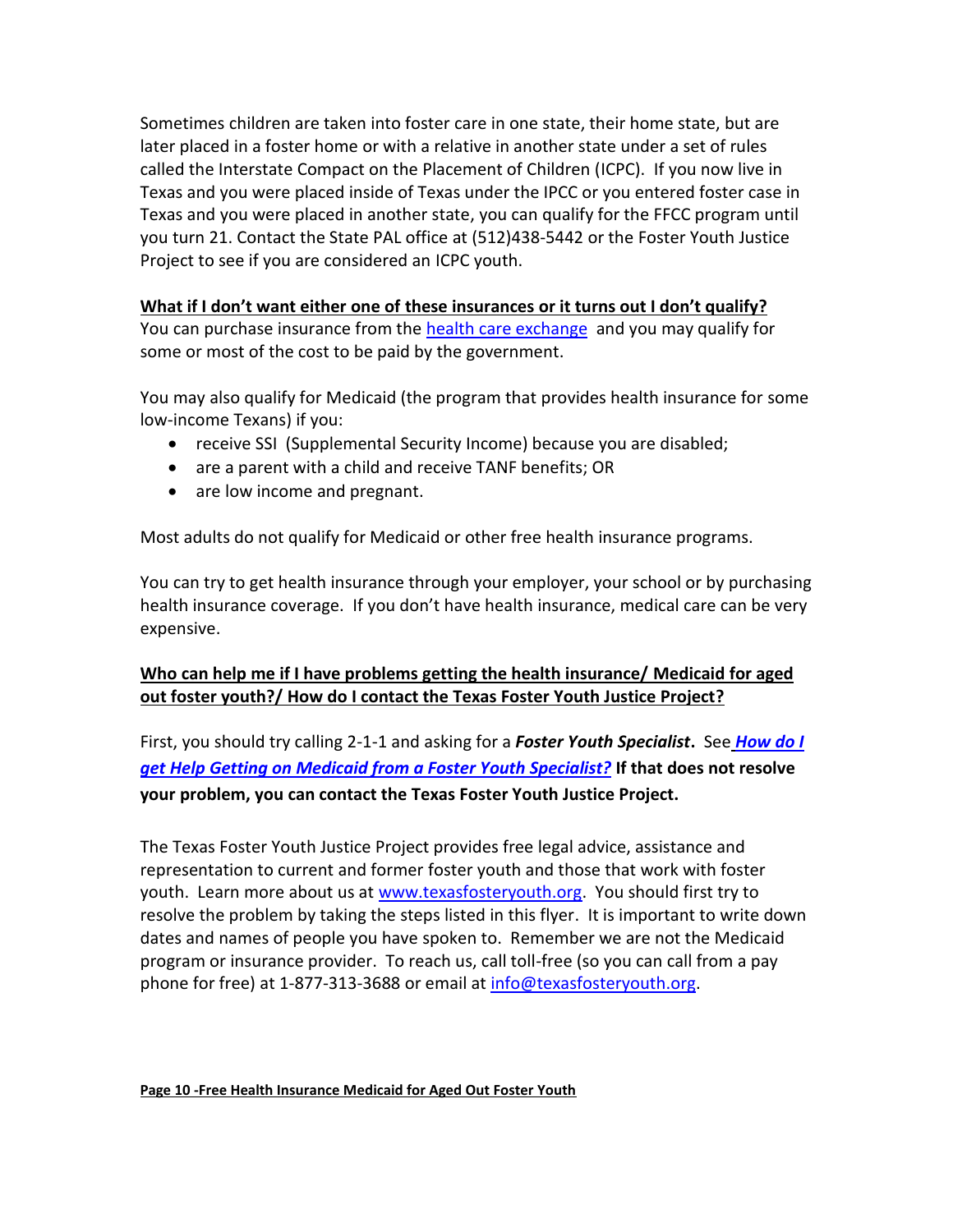Sometimes children are taken into foster care in one state, their home state, but are later placed in a foster home or with a relative in another state under a set of rules called the Interstate Compact on the Placement of Children (ICPC). If you now live in Texas and you were placed inside of Texas under the IPCC or you entered foster case in Texas and you were placed in another state, you can qualify for the FFCC program until you turn 21. Contact the State PAL office at (512)438-5442 or the Foster Youth Justice Project to see if you are considered an ICPC youth.

**<u>What if I don't want either one of these insurances or it turns out I don't qualify?</u>**

You can purchase insurance from the [health care exchange](#) and you may qualify for some or most of the cost to be paid by the government.

You may also qualify for Medicaid (the program that provides health insurance for some low-income Texans) if you:

- receive SSI (Supplemental Security Income) because you are disabled;
- are a parent with a child and receive TANF benefits; OR
- are low income and pregnant.

Most adults do not qualify for Medicaid or other free health insurance programs.

You can try to get health insurance through your employer, your school or by purchasing health insurance coverage. If you don't have health insurance, medical care can be very expensive.

**<u>Who can help me if I have problems getting the health insurance/ Medicaid for aged out foster youth?/ How do I contact the Texas Foster Youth Justice Project?</u>**

First, you should try calling 2-1-1 and asking for a ***Foster Youth Specialist***. See ***[How do I get Help Getting on Medicaid from a Foster Youth Specialist?](#)*** **If that does not resolve your problem, you can contact the Texas Foster Youth Justice Project.**

The Texas Foster Youth Justice Project provides free legal advice, assistance and representation to current and former foster youth and those that work with foster youth. Learn more about us at [www.texasfosteryouth.org](http://www.texasfosteryouth.org). You should first try to resolve the problem by taking the steps listed in this flyer. It is important to write down dates and names of people you have spoken to. Remember we are not the Medicaid program or insurance provider. To reach us, call toll-free (so you can call from a pay phone for free) at 1-877-313-3688 or email at [info@texasfosteryouth.org](mailto:info@texasfosteryouth.org).